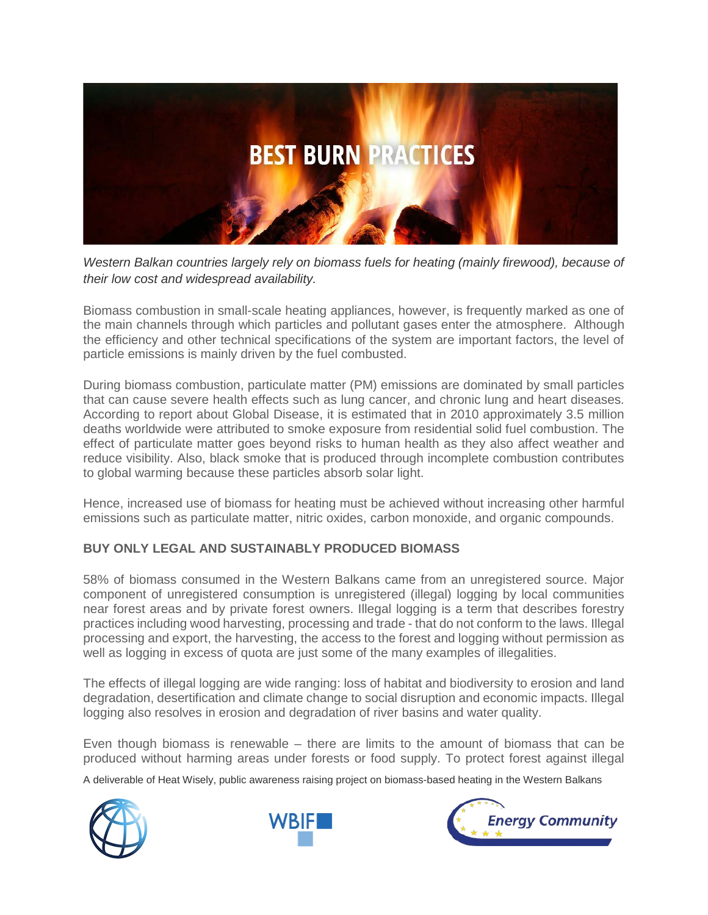# BEST BURN PRACTICES

*Western Balkan countries largely rely on biomass fuels for heating (mainly firewood), because of their low cost and widespread availability.*

Biomass combustion in small-scale heating appliances, however, is frequently marked as one of the main channels through which particles and pollutant gases enter the atmosphere. Although the efficiency and other technical specifications of the system are important factors, the level of particle emissions is mainly driven by the fuel combusted.

During biomass combustion, particulate matter (PM) emissions are dominated by small particles that can cause severe health effects such as lung cancer, and chronic lung and heart diseases. According to report about Global Disease, it is estimated that in 2010 approximately 3.5 million deaths worldwide were attributed to smoke exposure from residential solid fuel combustion. The effect of particulate matter goes beyond risks to human health as they also affect weather and reduce visibility. Also, black smoke that is produced through incomplete combustion contributes to global warming because these particles absorb solar light.

Hence, increased use of biomass for heating must be achieved without increasing other harmful emissions such as particulate matter, nitric oxides, carbon monoxide, and organic compounds.

## BUY ONLY LEGAL AND SUSTAINABLY PRODUCED BIOMASS

58% of biomass consumed in the Western Balkans came from an unregistered source. Major component of unregistered consumption is unregistered (illegal) logging by local communities near forest areas and by private forest owners. Illegal logging is a term that describes forestry practices including wood harvesting, processing and trade - that do not conform to the laws. Illegal processing and export, the harvesting, the access to the forest and logging without permission as well as logging in excess of quota are just some of the many examples of illegalities.

The effects of illegal logging are wide ranging: loss of habitat and biodiversity to erosion and land degradation, desertification and climate change to social disruption and economic impacts. Illegal logging also resolves in erosion and degradation of river basins and water quality.

Even though biomass is renewable – there are limits to the amount of biomass that can be produced without harming areas under forests or food supply. To protect forest against illegal

A deliverable of Heat Wisely, public awareness raising project on biomass-based heating in the Western Balkans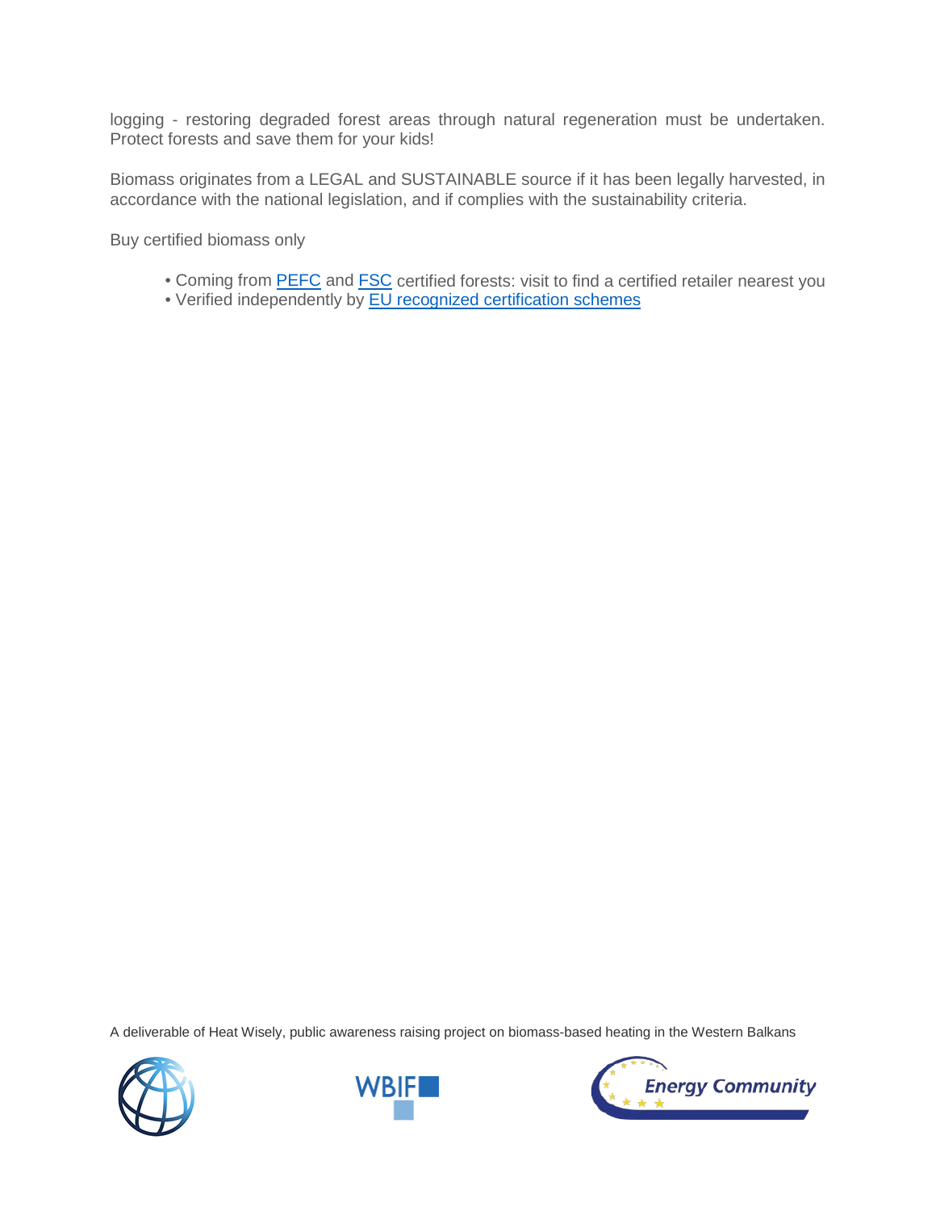logging - restoring degraded forest areas through natural regeneration must be undertaken. Protect forests and save them for your kids!

Biomass originates from a LEGAL and SUSTAINABLE source if it has been legally harvested, in accordance with the national legislation, and if complies with the sustainability criteria.

Buy certified biomass only

- Coming from PEFC and FSC certified forests: visit to find a certified retailer nearest you
- Verified independently by EU recognized certification schemes

A deliverable of Heat Wisely, public awareness raising project on biomass-based heating in the Western Balkans